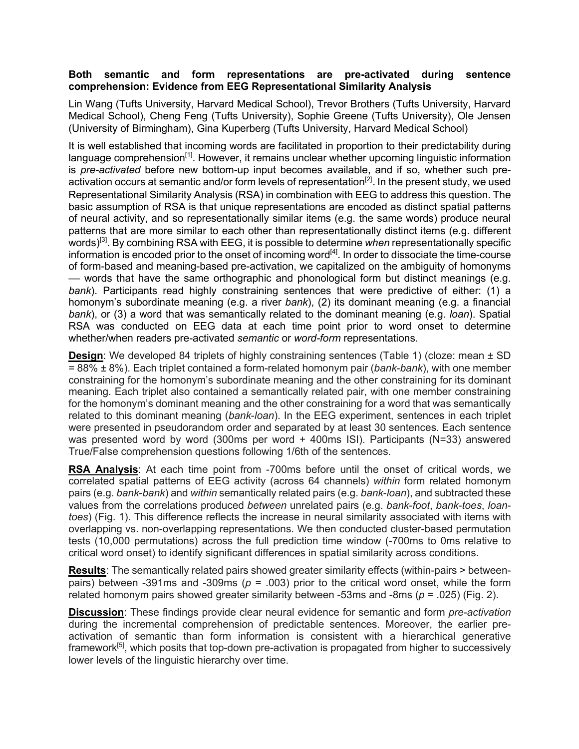# Both semantic and form representations are pre-activated during sentence comprehension: Evidence from EEG Representational Similarity Analysis

Lin Wang (Tufts University, Harvard Medical School), Trevor Brothers (Tufts University, Harvard Medical School), Cheng Feng (Tufts University), Sophie Greene (Tufts University), Ole Jensen (University of Birmingham), Gina Kuperberg (Tufts University, Harvard Medical School)

It is well established that incoming words are facilitated in proportion to their predictability during language comprehension[1]. However, it remains unclear whether upcoming linguistic information is *pre-activated* before new bottom-up input becomes available, and if so, whether such pre-activation occurs at semantic and/or form levels of representation[2]. In the present study, we used Representational Similarity Analysis (RSA) in combination with EEG to address this question. The basic assumption of RSA is that unique representations are encoded as distinct spatial patterns of neural activity, and so representationally similar items (e.g. the same words) produce neural patterns that are more similar to each other than representationally distinct items (e.g. different words)[3]. By combining RSA with EEG, it is possible to determine *when* representationally specific information is encoded prior to the onset of incoming word[4]. In order to dissociate the time-course of form-based and meaning-based pre-activation, we capitalized on the ambiguity of homonyms — words that have the same orthographic and phonological form but distinct meanings (e.g. *bank*). Participants read highly constraining sentences that were predictive of either: (1) a homonym's subordinate meaning (e.g. a river *bank*), (2) its dominant meaning (e.g. a financial *bank*), or (3) a word that was semantically related to the dominant meaning (e.g. *loan*). Spatial RSA was conducted on EEG data at each time point prior to word onset to determine whether/when readers pre-activated *semantic* or *word-form* representations.

**Design**: We developed 84 triplets of highly constraining sentences (Table 1) (cloze: mean ± SD = 88% ± 8%). Each triplet contained a form-related homonym pair (*bank-bank*), with one member constraining for the homonym's subordinate meaning and the other constraining for its dominant meaning. Each triplet also contained a semantically related pair, with one member constraining for the homonym's dominant meaning and the other constraining for a word that was semantically related to this dominant meaning (*bank-loan*). In the EEG experiment, sentences in each triplet were presented in pseudorandom order and separated by at least 30 sentences. Each sentence was presented word by word (300ms per word + 400ms ISI). Participants (N=33) answered True/False comprehension questions following 1/6th of the sentences.

**RSA Analysis**: At each time point from -700ms before until the onset of critical words, we correlated spatial patterns of EEG activity (across 64 channels) *within* form related homonym pairs (e.g. *bank-bank*) and *within* semantically related pairs (e.g. *bank-loan*), and subtracted these values from the correlations produced *between* unrelated pairs (e.g. *bank-foot*, *bank-toes*, *loan-toes*) (Fig. 1). This difference reflects the increase in neural similarity associated with items with overlapping vs. non-overlapping representations. We then conducted cluster-based permutation tests (10,000 permutations) across the full prediction time window (-700ms to 0ms relative to critical word onset) to identify significant differences in spatial similarity across conditions.

**Results**: The semantically related pairs showed greater similarity effects (within-pairs > between-pairs) between -391ms and -309ms ($p$ = .003) prior to the critical word onset, while the form related homonym pairs showed greater similarity between -53ms and -8ms ($p$ = .025) (Fig. 2).

**Discussion**: These findings provide clear neural evidence for semantic and form *pre-activation* during the incremental comprehension of predictable sentences. Moreover, the earlier pre-activation of semantic than form information is consistent with a hierarchical generative framework[5], which posits that top-down pre-activation is propagated from higher to successively lower levels of the linguistic hierarchy over time.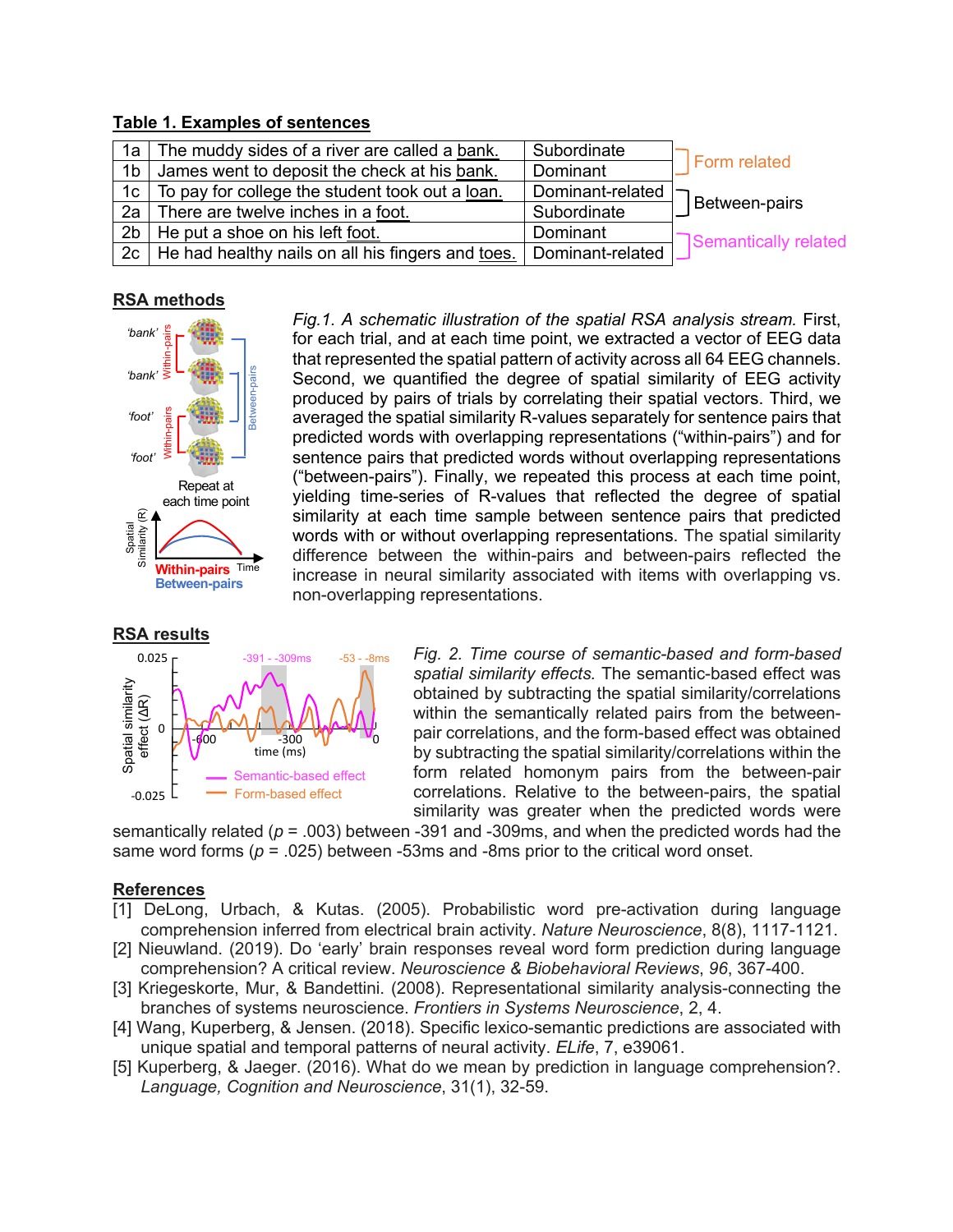**Table 1. Examples of sentences**

| | | | |
|---|---|---|---|
| 1a | The muddy sides of a river are called a bank. | Subordinate | Form related |
| 1b | James went to deposit the check at his bank. | Dominant | |
| 1c | To pay for college the student took out a loan. | Dominant-related | Between-pairs |
| 2a | There are twelve inches in a foot. | Subordinate | |
| 2b | He put a shoe on his left foot. | Dominant | Semantically related |
| 2c | He had healthy nails on all his fingers and toes. | Dominant-related | |

**RSA methods**

'bank'
'bank'
'foot'
'foot'
Within-pairs
Within-pairs
Between-pairs
Repeat at each time point
Spatial Similarity (R)
Time
Within-pairs
Between-pairs

*Fig.1. A schematic illustration of the spatial RSA analysis stream.* First, for each trial, and at each time point, we extracted a vector of EEG data that represented the spatial pattern of activity across all 64 EEG channels. Second, we quantified the degree of spatial similarity of EEG activity produced by pairs of trials by correlating their spatial vectors. Third, we averaged the spatial similarity R-values separately for sentence pairs that predicted words with overlapping representations ("within-pairs") and for sentence pairs that predicted words without overlapping representations ("between-pairs"). Finally, we repeated this process at each time point, yielding time-series of R-values that reflected the degree of spatial similarity at each time sample between sentence pairs that predicted words with or without overlapping representations. The spatial similarity difference between the within-pairs and between-pairs reflected the increase in neural similarity associated with items with overlapping vs. non-overlapping representations.

**RSA results**

0.025
-391 - -309ms
-53 - -8ms
Spatial similarity effect (ΔR)
0
-600
-300
0
time (ms)
Semantic-based effect
Form-based effect
-0.025

*Fig. 2. Time course of semantic-based and form-based spatial similarity effects.* The semantic-based effect was obtained by subtracting the spatial similarity/correlations within the semantically related pairs from the between-pair correlations, and the form-based effect was obtained by subtracting the spatial similarity/correlations within the form related homonym pairs from the between-pair correlations. Relative to the between-pairs, the spatial similarity was greater when the predicted words were semantically related ($p$ = .003) between -391 and -309ms, and when the predicted words had the same word forms ($p$ = .025) between -53ms and -8ms prior to the critical word onset.

**References**

[1] DeLong, Urbach, & Kutas. (2005). Probabilistic word pre-activation during language comprehension inferred from electrical brain activity. *Nature Neuroscience*, 8(8), 1117-1121.
[2] Nieuwland. (2019). Do 'early' brain responses reveal word form prediction during language comprehension? A critical review. *Neuroscience & Biobehavioral Reviews*, *96*, 367-400.
[3] Kriegeskorte, Mur, & Bandettini. (2008). Representational similarity analysis-connecting the branches of systems neuroscience. *Frontiers in Systems Neuroscience*, 2, 4.
[4] Wang, Kuperberg, & Jensen. (2018). Specific lexico-semantic predictions are associated with unique spatial and temporal patterns of neural activity. *ELife*, 7, e39061.
[5] Kuperberg, & Jaeger. (2016). What do we mean by prediction in language comprehension?. *Language, Cognition and Neuroscience*, 31(1), 32-59.